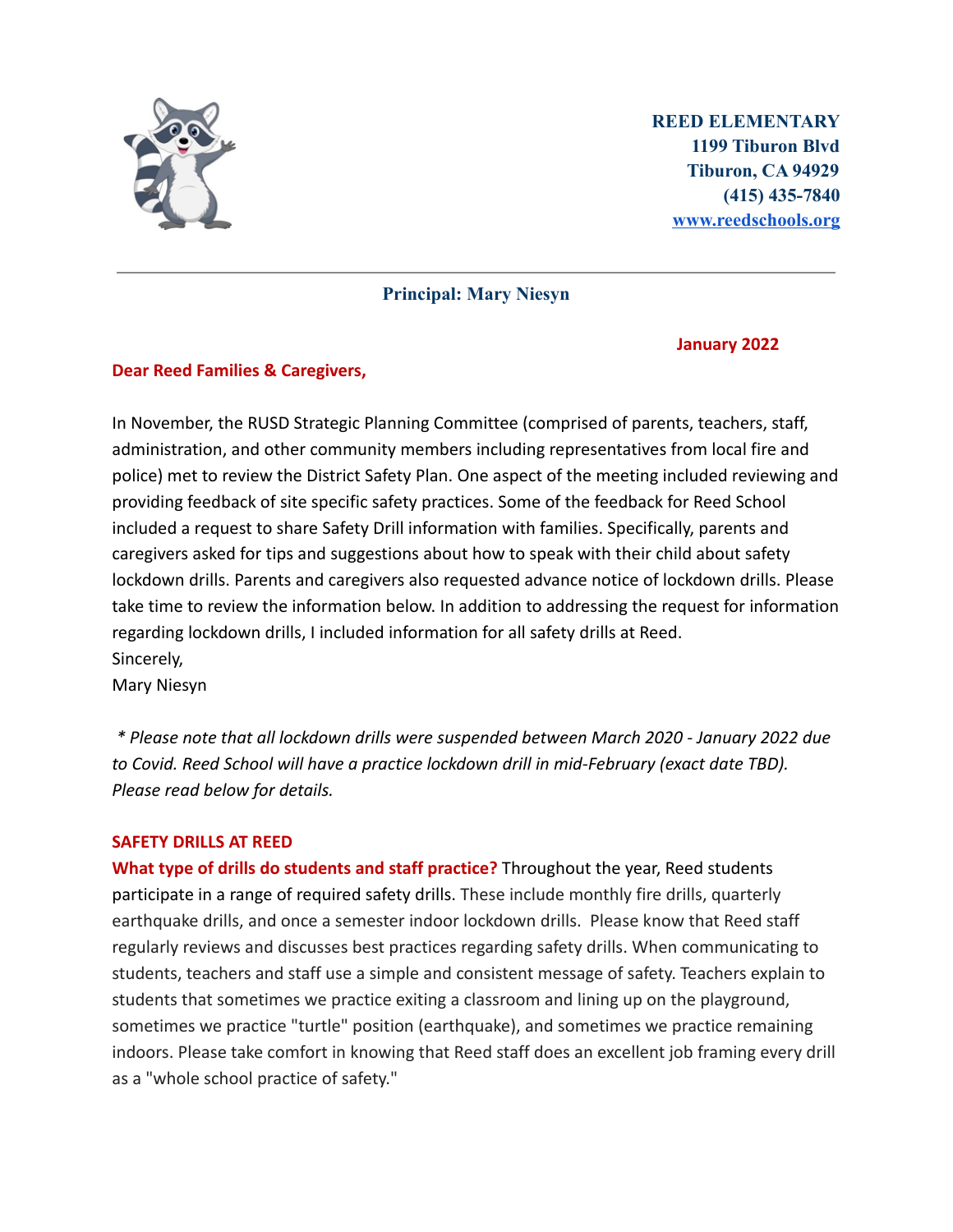**REED ELEMENTARY**
**1199 Tiburon Blvd**
**Tiburon, CA 94929**
**(415) 435-7840**
**[www.reedschools.org](http://www.reedschools.org)**

---

**Principal: Mary Niesyn**

**January 2022**

**Dear Reed Families & Caregivers,**

In November, the RUSD Strategic Planning Committee (comprised of parents, teachers, staff, administration, and other community members including representatives from local fire and police) met to review the District Safety Plan. One aspect of the meeting included reviewing and providing feedback of site specific safety practices. Some of the feedback for Reed School included a request to share Safety Drill information with families. Specifically, parents and caregivers asked for tips and suggestions about how to speak with their child about safety lockdown drills. Parents and caregivers also requested advance notice of lockdown drills. Please take time to review the information below. In addition to addressing the request for information regarding lockdown drills, I included information for all safety drills at Reed.
Sincerely,
Mary Niesyn

*\* Please note that all lockdown drills were suspended between March 2020 - January 2022 due to Covid. Reed School will have a practice lockdown drill in mid-February (exact date TBD). Please read below for details.*

**SAFETY DRILLS AT REED**

**What type of drills do students and staff practice?** Throughout the year, Reed students participate in a range of required safety drills. These include monthly fire drills, quarterly earthquake drills, and once a semester indoor lockdown drills. Please know that Reed staff regularly reviews and discusses best practices regarding safety drills. When communicating to students, teachers and staff use a simple and consistent message of safety. Teachers explain to students that sometimes we practice exiting a classroom and lining up on the playground, sometimes we practice "turtle" position (earthquake), and sometimes we practice remaining indoors. Please take comfort in knowing that Reed staff does an excellent job framing every drill as a "whole school practice of safety."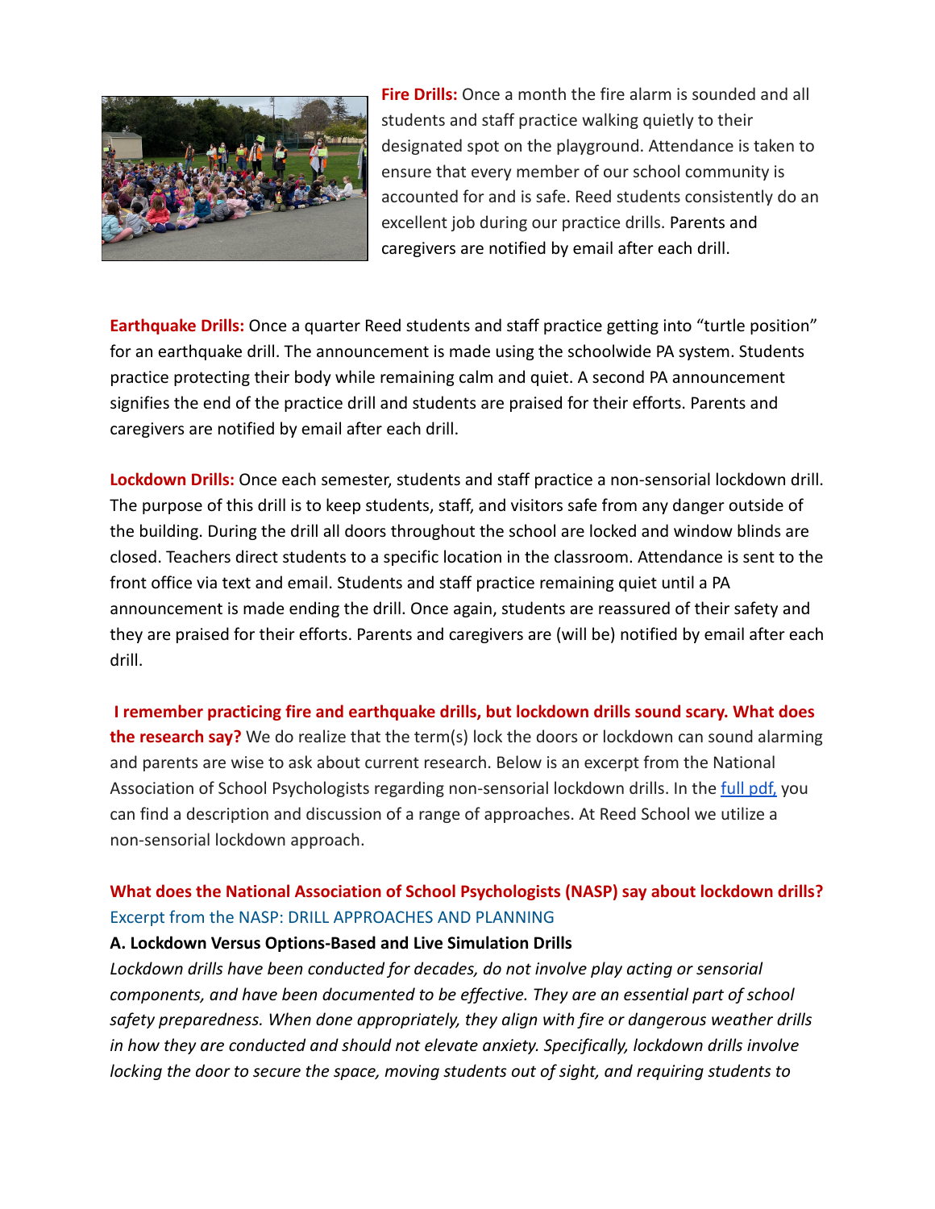**Fire Drills:** Once a month the fire alarm is sounded and all students and staff practice walking quietly to their designated spot on the playground. Attendance is taken to ensure that every member of our school community is accounted for and is safe. Reed students consistently do an excellent job during our practice drills. Parents and caregivers are notified by email after each drill.

**Earthquake Drills:** Once a quarter Reed students and staff practice getting into "turtle position" for an earthquake drill. The announcement is made using the schoolwide PA system. Students practice protecting their body while remaining calm and quiet. A second PA announcement signifies the end of the practice drill and students are praised for their efforts. Parents and caregivers are notified by email after each drill.

**Lockdown Drills:** Once each semester, students and staff practice a non-sensorial lockdown drill. The purpose of this drill is to keep students, staff, and visitors safe from any danger outside of the building. During the drill all doors throughout the school are locked and window blinds are closed. Teachers direct students to a specific location in the classroom. Attendance is sent to the front office via text and email. Students and staff practice remaining quiet until a PA announcement is made ending the drill. Once again, students are reassured of their safety and they are praised for their efforts. Parents and caregivers are (will be) notified by email after each drill.

**I remember practicing fire and earthquake drills, but lockdown drills sound scary. What does the research say?** We do realize that the term(s) lock the doors or lockdown can sound alarming and parents are wise to ask about current research. Below is an excerpt from the National Association of School Psychologists regarding non-sensorial lockdown drills. In the [full pdf,](full pdf) you can find a description and discussion of a range of approaches. At Reed School we utilize a non-sensorial lockdown approach.

## What does the National Association of School Psychologists (NASP) say about lockdown drills?

Excerpt from the NASP: DRILL APPROACHES AND PLANNING

**A. Lockdown Versus Options-Based and Live Simulation Drills**

*Lockdown drills have been conducted for decades, do not involve play acting or sensorial components, and have been documented to be effective. They are an essential part of school safety preparedness. When done appropriately, they align with fire or dangerous weather drills in how they are conducted and should not elevate anxiety. Specifically, lockdown drills involve locking the door to secure the space, moving students out of sight, and requiring students to*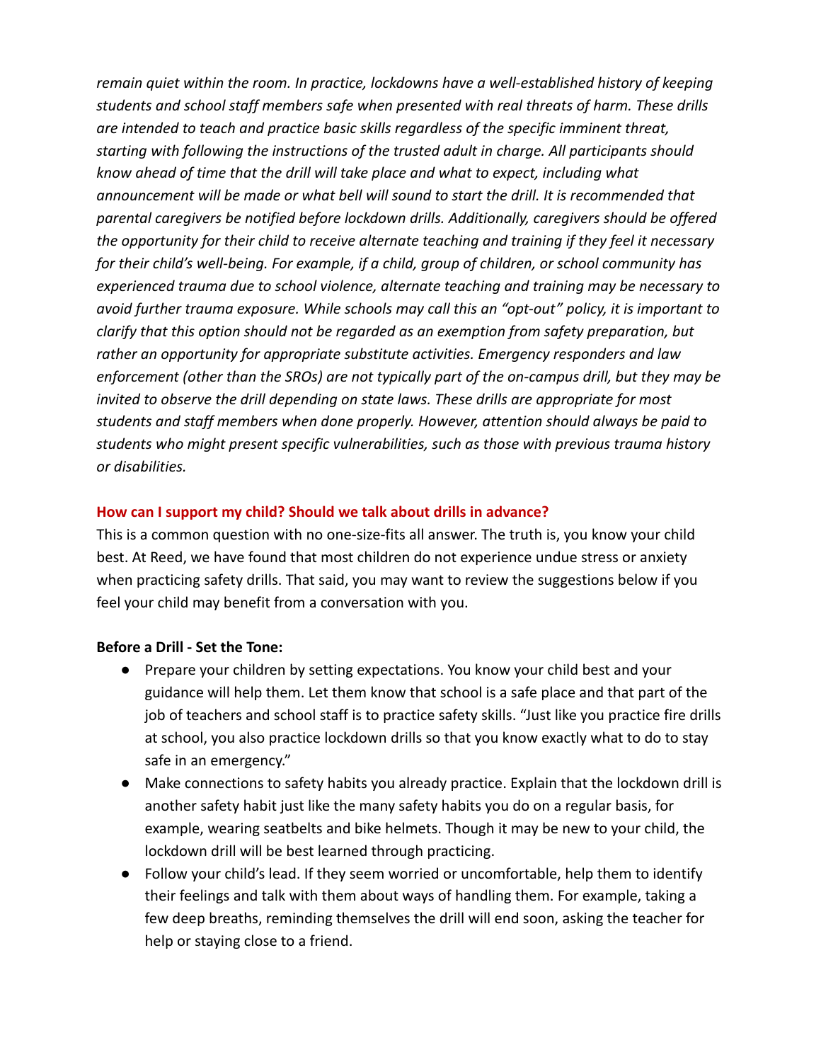*remain quiet within the room. In practice, lockdowns have a well-established history of keeping students and school staff members safe when presented with real threats of harm. These drills are intended to teach and practice basic skills regardless of the specific imminent threat, starting with following the instructions of the trusted adult in charge. All participants should know ahead of time that the drill will take place and what to expect, including what announcement will be made or what bell will sound to start the drill. It is recommended that parental caregivers be notified before lockdown drills. Additionally, caregivers should be offered the opportunity for their child to receive alternate teaching and training if they feel it necessary for their child's well-being. For example, if a child, group of children, or school community has experienced trauma due to school violence, alternate teaching and training may be necessary to avoid further trauma exposure. While schools may call this an "opt-out" policy, it is important to clarify that this option should not be regarded as an exemption from safety preparation, but rather an opportunity for appropriate substitute activities. Emergency responders and law enforcement (other than the SROs) are not typically part of the on-campus drill, but they may be invited to observe the drill depending on state laws. These drills are appropriate for most students and staff members when done properly. However, attention should always be paid to students who might present specific vulnerabilities, such as those with previous trauma history or disabilities.*

## How can I support my child? Should we talk about drills in advance?

This is a common question with no one-size-fits all answer. The truth is, you know your child best. At Reed, we have found that most children do not experience undue stress or anxiety when practicing safety drills. That said, you may want to review the suggestions below if you feel your child may benefit from a conversation with you.

**Before a Drill - Set the Tone:**

- Prepare your children by setting expectations. You know your child best and your guidance will help them. Let them know that school is a safe place and that part of the job of teachers and school staff is to practice safety skills. "Just like you practice fire drills at school, you also practice lockdown drills so that you know exactly what to do to stay safe in an emergency."
- Make connections to safety habits you already practice. Explain that the lockdown drill is another safety habit just like the many safety habits you do on a regular basis, for example, wearing seatbelts and bike helmets. Though it may be new to your child, the lockdown drill will be best learned through practicing.
- Follow your child's lead. If they seem worried or uncomfortable, help them to identify their feelings and talk with them about ways of handling them. For example, taking a few deep breaths, reminding themselves the drill will end soon, asking the teacher for help or staying close to a friend.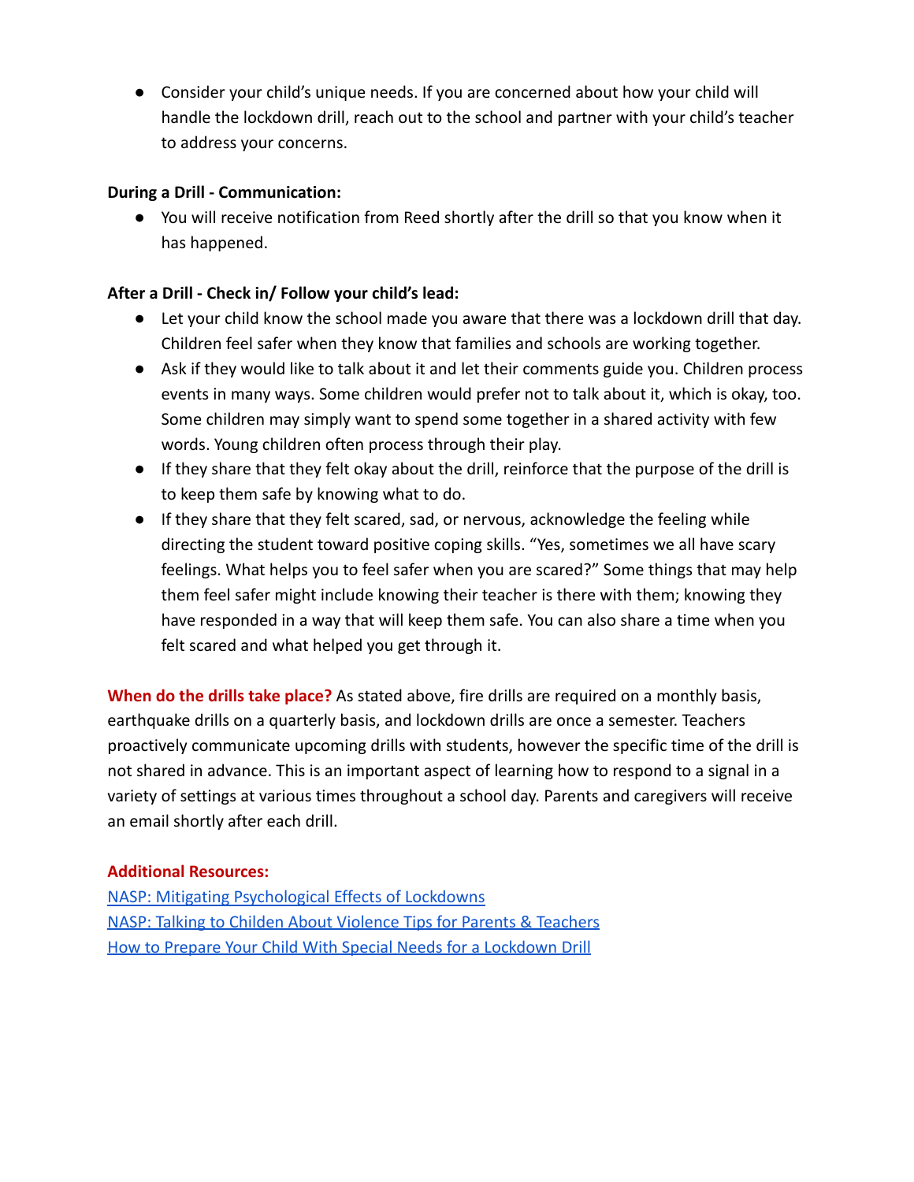- Consider your child's unique needs. If you are concerned about how your child will handle the lockdown drill, reach out to the school and partner with your child's teacher to address your concerns.

**During a Drill - Communication:**

- You will receive notification from Reed shortly after the drill so that you know when it has happened.

**After a Drill - Check in/ Follow your child's lead:**

- Let your child know the school made you aware that there was a lockdown drill that day. Children feel safer when they know that families and schools are working together.
- Ask if they would like to talk about it and let their comments guide you. Children process events in many ways. Some children would prefer not to talk about it, which is okay, too. Some children may simply want to spend some together in a shared activity with few words. Young children often process through their play.
- If they share that they felt okay about the drill, reinforce that the purpose of the drill is to keep them safe by knowing what to do.
- If they share that they felt scared, sad, or nervous, acknowledge the feeling while directing the student toward positive coping skills. "Yes, sometimes we all have scary feelings. What helps you to feel safer when you are scared?" Some things that may help them feel safer might include knowing their teacher is there with them; knowing they have responded in a way that will keep them safe. You can also share a time when you felt scared and what helped you get through it.

**When do the drills take place?** As stated above, fire drills are required on a monthly basis, earthquake drills on a quarterly basis, and lockdown drills are once a semester. Teachers proactively communicate upcoming drills with students, however the specific time of the drill is not shared in advance. This is an important aspect of learning how to respond to a signal in a variety of settings at various times throughout a school day. Parents and caregivers will receive an email shortly after each drill.

**Additional Resources:**

NASP: Mitigating Psychological Effects of Lockdowns
NASP: Talking to Childen About Violence Tips for Parents & Teachers
How to Prepare Your Child With Special Needs for a Lockdown Drill